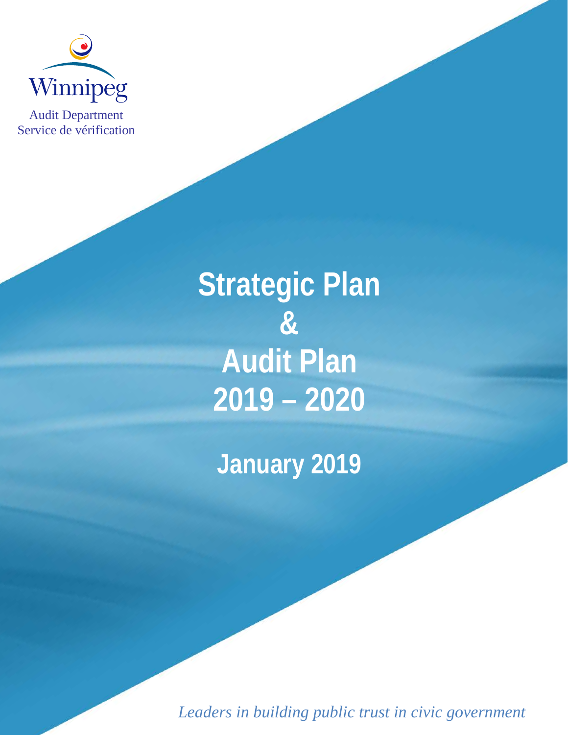Winnipeg

Audit Department
Service de vérification

# Strategic Plan & Audit Plan 2019 – 2020

## January 2019

*Leaders in building public trust in civic government*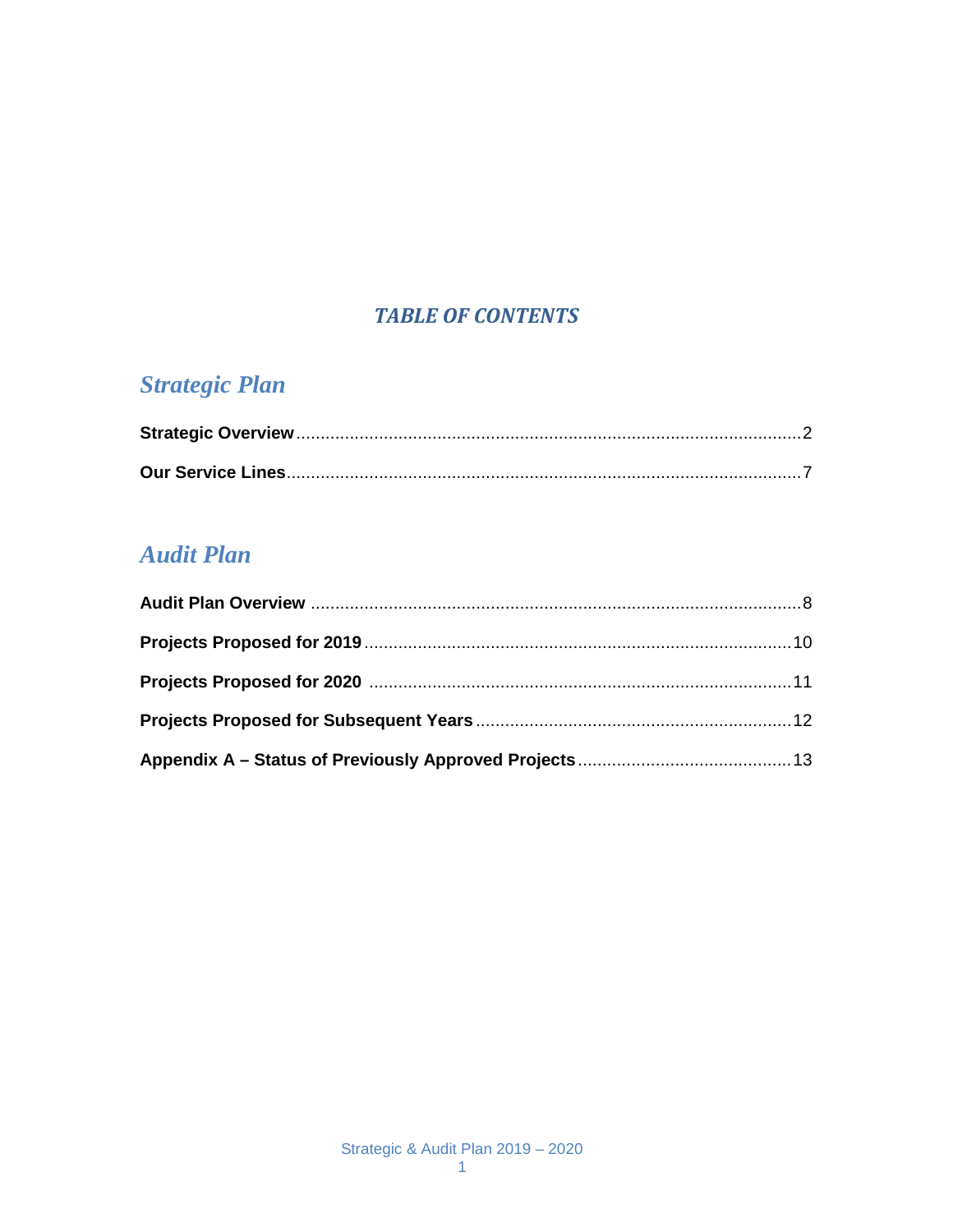# *TABLE OF CONTENTS*

## *Strategic Plan*

**Strategic Overview** .......................................................... 2

**Our Service Lines** .......................................................... 7

## *Audit Plan*

**Audit Plan Overview** .......................................................... 8

**Projects Proposed for 2019** .......................................................... 10

**Projects Proposed for 2020** .......................................................... 11

**Projects Proposed for Subsequent Years** .......................................................... 12

**Appendix A – Status of Previously Approved Projects** .......................................................... 13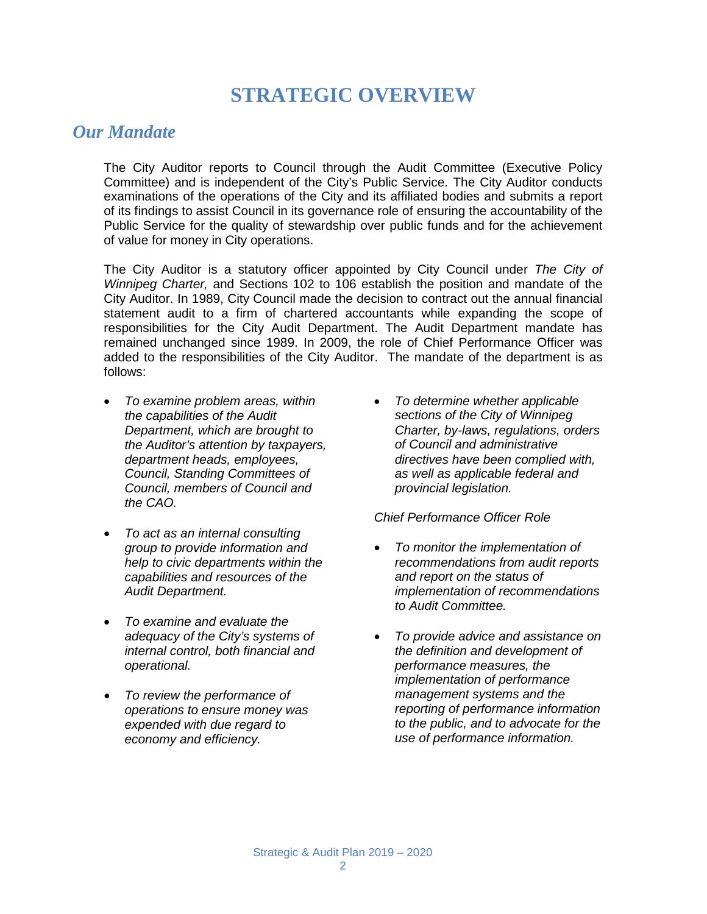# STRATEGIC OVERVIEW

## *Our Mandate*

The City Auditor reports to Council through the Audit Committee (Executive Policy Committee) and is independent of the City's Public Service. The City Auditor conducts examinations of the operations of the City and its affiliated bodies and submits a report of its findings to assist Council in its governance role of ensuring the accountability of the Public Service for the quality of stewardship over public funds and for the achievement of value for money in City operations.

The City Auditor is a statutory officer appointed by City Council under *The City of Winnipeg Charter,* and Sections 102 to 106 establish the position and mandate of the City Auditor. In 1989, City Council made the decision to contract out the annual financial statement audit to a firm of chartered accountants while expanding the scope of responsibilities for the City Audit Department. The Audit Department mandate has remained unchanged since 1989. In 2009, the role of Chief Performance Officer was added to the responsibilities of the City Auditor. The mandate of the department is as follows:

- *To examine problem areas, within the capabilities of the Audit Department, which are brought to the Auditor's attention by taxpayers, department heads, employees, Council, Standing Committees of Council, members of Council and the CAO.*
- *To act as an internal consulting group to provide information and help to civic departments within the capabilities and resources of the Audit Department.*
- *To examine and evaluate the adequacy of the City's systems of internal control, both financial and operational.*
- *To review the performance of operations to ensure money was expended with due regard to economy and efficiency.*
- *To determine whether applicable sections of the City of Winnipeg Charter, by-laws, regulations, orders of Council and administrative directives have been complied with, as well as applicable federal and provincial legislation.*

*Chief Performance Officer Role*

- *To monitor the implementation of recommendations from audit reports and report on the status of implementation of recommendations to Audit Committee.*
- *To provide advice and assistance on the definition and development of performance measures, the implementation of performance management systems and the reporting of performance information to the public, and to advocate for the use of performance information.*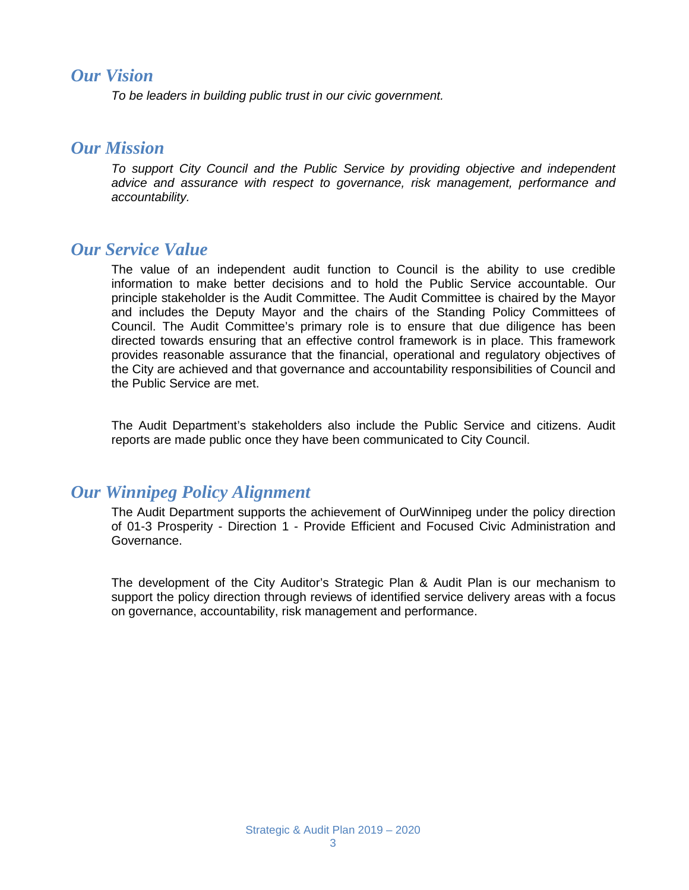## *Our Vision*

*To be leaders in building public trust in our civic government.*

## *Our Mission*

*To support City Council and the Public Service by providing objective and independent advice and assurance with respect to governance, risk management, performance and accountability.*

## *Our Service Value*

The value of an independent audit function to Council is the ability to use credible information to make better decisions and to hold the Public Service accountable. Our principle stakeholder is the Audit Committee. The Audit Committee is chaired by the Mayor and includes the Deputy Mayor and the chairs of the Standing Policy Committees of Council. The Audit Committee's primary role is to ensure that due diligence has been directed towards ensuring that an effective control framework is in place. This framework provides reasonable assurance that the financial, operational and regulatory objectives of the City are achieved and that governance and accountability responsibilities of Council and the Public Service are met.

The Audit Department's stakeholders also include the Public Service and citizens. Audit reports are made public once they have been communicated to City Council.

## *Our Winnipeg Policy Alignment*

The Audit Department supports the achievement of OurWinnipeg under the policy direction of 01-3 Prosperity - Direction 1 - Provide Efficient and Focused Civic Administration and Governance.

The development of the City Auditor's Strategic Plan & Audit Plan is our mechanism to support the policy direction through reviews of identified service delivery areas with a focus on governance, accountability, risk management and performance.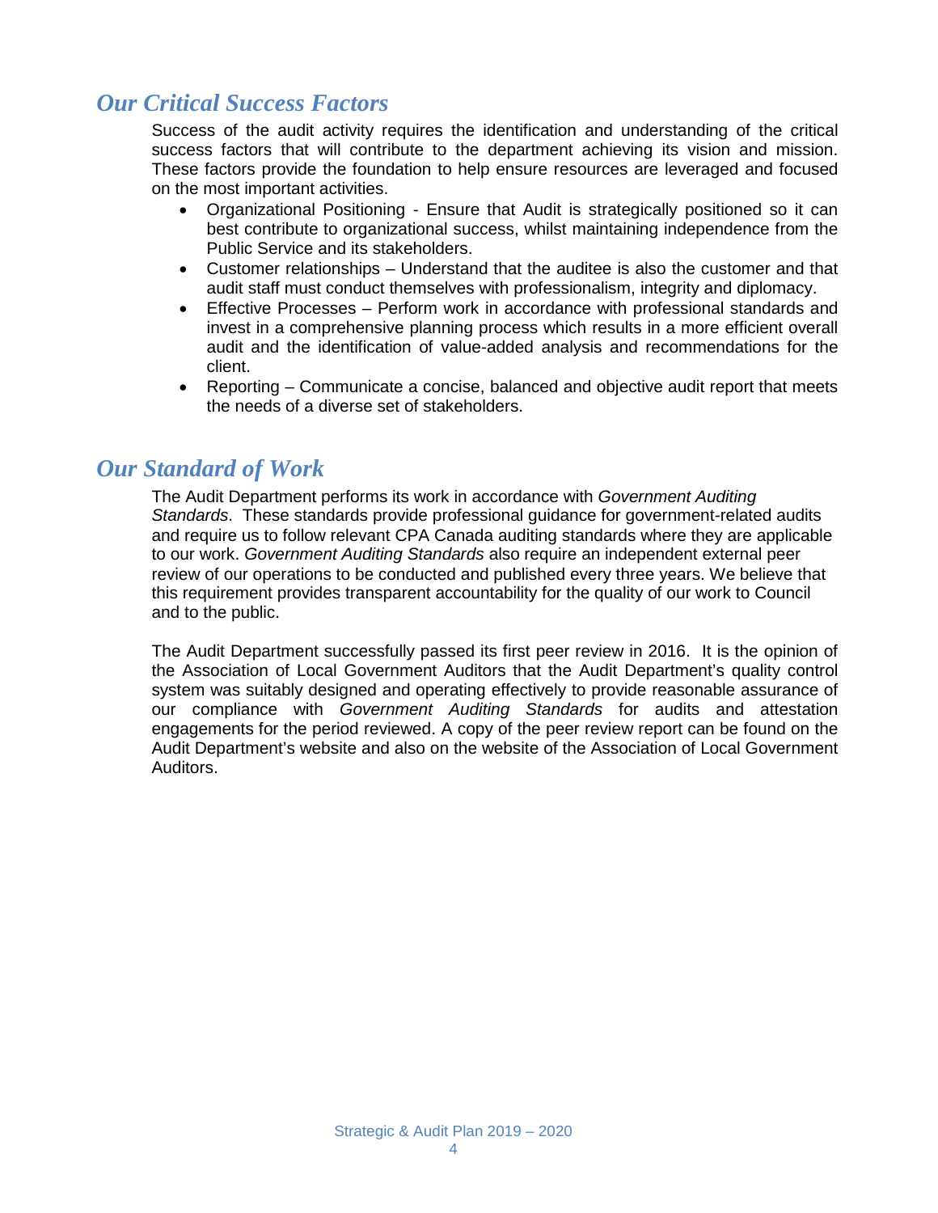## *Our Critical Success Factors*

Success of the audit activity requires the identification and understanding of the critical success factors that will contribute to the department achieving its vision and mission. These factors provide the foundation to help ensure resources are leveraged and focused on the most important activities.

- Organizational Positioning - Ensure that Audit is strategically positioned so it can best contribute to organizational success, whilst maintaining independence from the Public Service and its stakeholders.
- Customer relationships – Understand that the auditee is also the customer and that audit staff must conduct themselves with professionalism, integrity and diplomacy.
- Effective Processes – Perform work in accordance with professional standards and invest in a comprehensive planning process which results in a more efficient overall audit and the identification of value-added analysis and recommendations for the client.
- Reporting – Communicate a concise, balanced and objective audit report that meets the needs of a diverse set of stakeholders.

## *Our Standard of Work*

The Audit Department performs its work in accordance with *Government Auditing Standards*. These standards provide professional guidance for government-related audits and require us to follow relevant CPA Canada auditing standards where they are applicable to our work. *Government Auditing Standards* also require an independent external peer review of our operations to be conducted and published every three years. We believe that this requirement provides transparent accountability for the quality of our work to Council and to the public.

The Audit Department successfully passed its first peer review in 2016. It is the opinion of the Association of Local Government Auditors that the Audit Department's quality control system was suitably designed and operating effectively to provide reasonable assurance of our compliance with *Government Auditing Standards* for audits and attestation engagements for the period reviewed. A copy of the peer review report can be found on the Audit Department's website and also on the website of the Association of Local Government Auditors.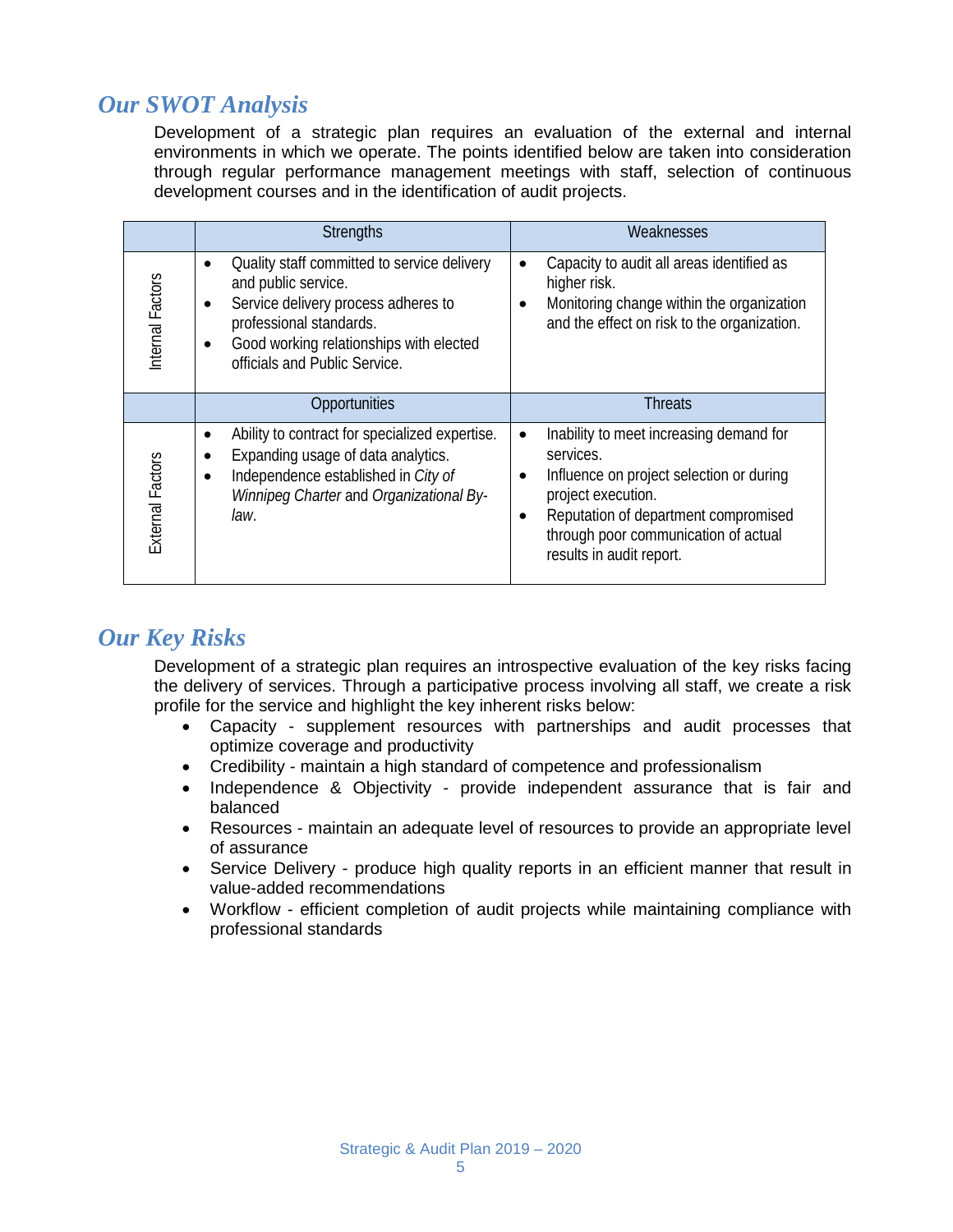## *Our SWOT Analysis*

Development of a strategic plan requires an evaluation of the external and internal environments in which we operate. The points identified below are taken into consideration through regular performance management meetings with staff, selection of continuous development courses and in the identification of audit projects.

| | Strengths | Weaknesses |
|---|---|---|
| Internal Factors | • Quality staff committed to service delivery and public service.<br>• Service delivery process adheres to professional standards.<br>• Good working relationships with elected officials and Public Service. | • Capacity to audit all areas identified as higher risk.<br>• Monitoring change within the organization and the effect on risk to the organization. |
| | **Opportunities** | **Threats** |
| External Factors | • Ability to contract for specialized expertise.<br>• Expanding usage of data analytics.<br>• Independence established in *City of Winnipeg Charter* and *Organizational By-law*. | • Inability to meet increasing demand for services.<br>• Influence on project selection or during project execution.<br>• Reputation of department compromised through poor communication of actual results in audit report. |

## *Our Key Risks*

Development of a strategic plan requires an introspective evaluation of the key risks facing the delivery of services. Through a participative process involving all staff, we create a risk profile for the service and highlight the key inherent risks below:

- Capacity - supplement resources with partnerships and audit processes that optimize coverage and productivity
- Credibility - maintain a high standard of competence and professionalism
- Independence & Objectivity - provide independent assurance that is fair and balanced
- Resources - maintain an adequate level of resources to provide an appropriate level of assurance
- Service Delivery - produce high quality reports in an efficient manner that result in value-added recommendations
- Workflow - efficient completion of audit projects while maintaining compliance with professional standards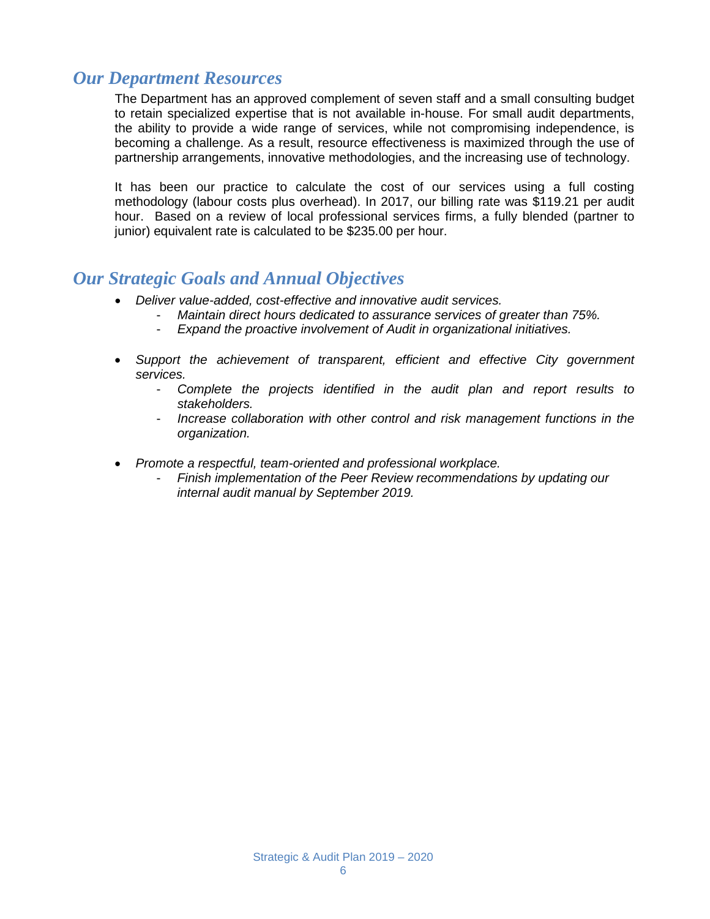## *Our Department Resources*

The Department has an approved complement of seven staff and a small consulting budget to retain specialized expertise that is not available in-house. For small audit departments, the ability to provide a wide range of services, while not compromising independence, is becoming a challenge. As a result, resource effectiveness is maximized through the use of partnership arrangements, innovative methodologies, and the increasing use of technology.

It has been our practice to calculate the cost of our services using a full costing methodology (labour costs plus overhead). In 2017, our billing rate was $119.21 per audit hour. Based on a review of local professional services firms, a fully blended (partner to junior) equivalent rate is calculated to be $235.00 per hour.

## *Our Strategic Goals and Annual Objectives*

- *Deliver value-added, cost-effective and innovative audit services.*
  - *Maintain direct hours dedicated to assurance services of greater than 75%.*
  - *Expand the proactive involvement of Audit in organizational initiatives.*

- *Support the achievement of transparent, efficient and effective City government services.*
  - *Complete the projects identified in the audit plan and report results to stakeholders.*
  - *Increase collaboration with other control and risk management functions in the organization.*

- *Promote a respectful, team-oriented and professional workplace.*
  - *Finish implementation of the Peer Review recommendations by updating our internal audit manual by September 2019.*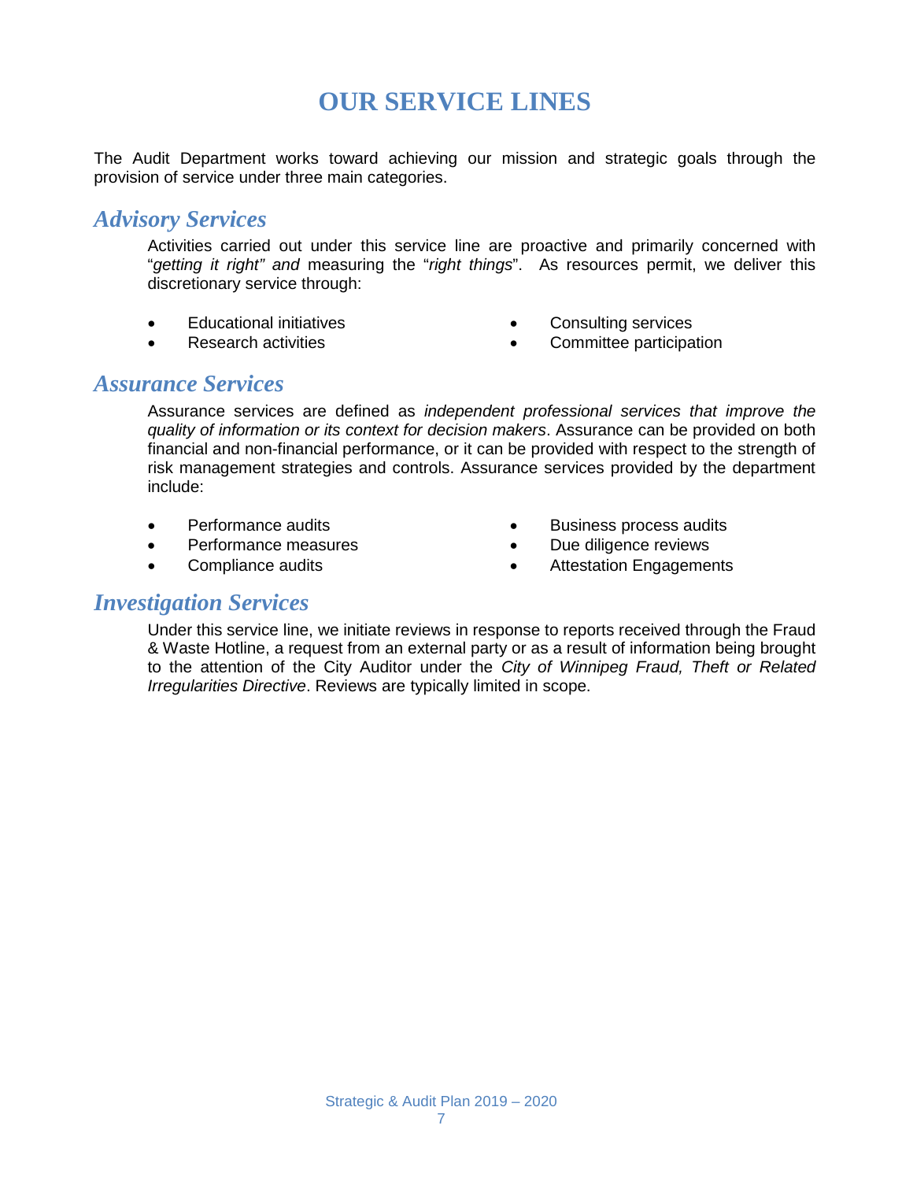# OUR SERVICE LINES

The Audit Department works toward achieving our mission and strategic goals through the provision of service under three main categories.

## *Advisory Services*

Activities carried out under this service line are proactive and primarily concerned with "*getting it right" and* measuring the "*right things*". As resources permit, we deliver this discretionary service through:

- Educational initiatives
- Research activities
- Consulting services
- Committee participation

## *Assurance Services*

Assurance services are defined as *independent professional services that improve the quality of information or its context for decision makers*. Assurance can be provided on both financial and non-financial performance, or it can be provided with respect to the strength of risk management strategies and controls. Assurance services provided by the department include:

- Performance audits
- Performance measures
- Compliance audits
- Business process audits
- Due diligence reviews
- Attestation Engagements

## *Investigation Services*

Under this service line, we initiate reviews in response to reports received through the Fraud & Waste Hotline, a request from an external party or as a result of information being brought to the attention of the City Auditor under the *City of Winnipeg Fraud, Theft or Related Irregularities Directive*. Reviews are typically limited in scope.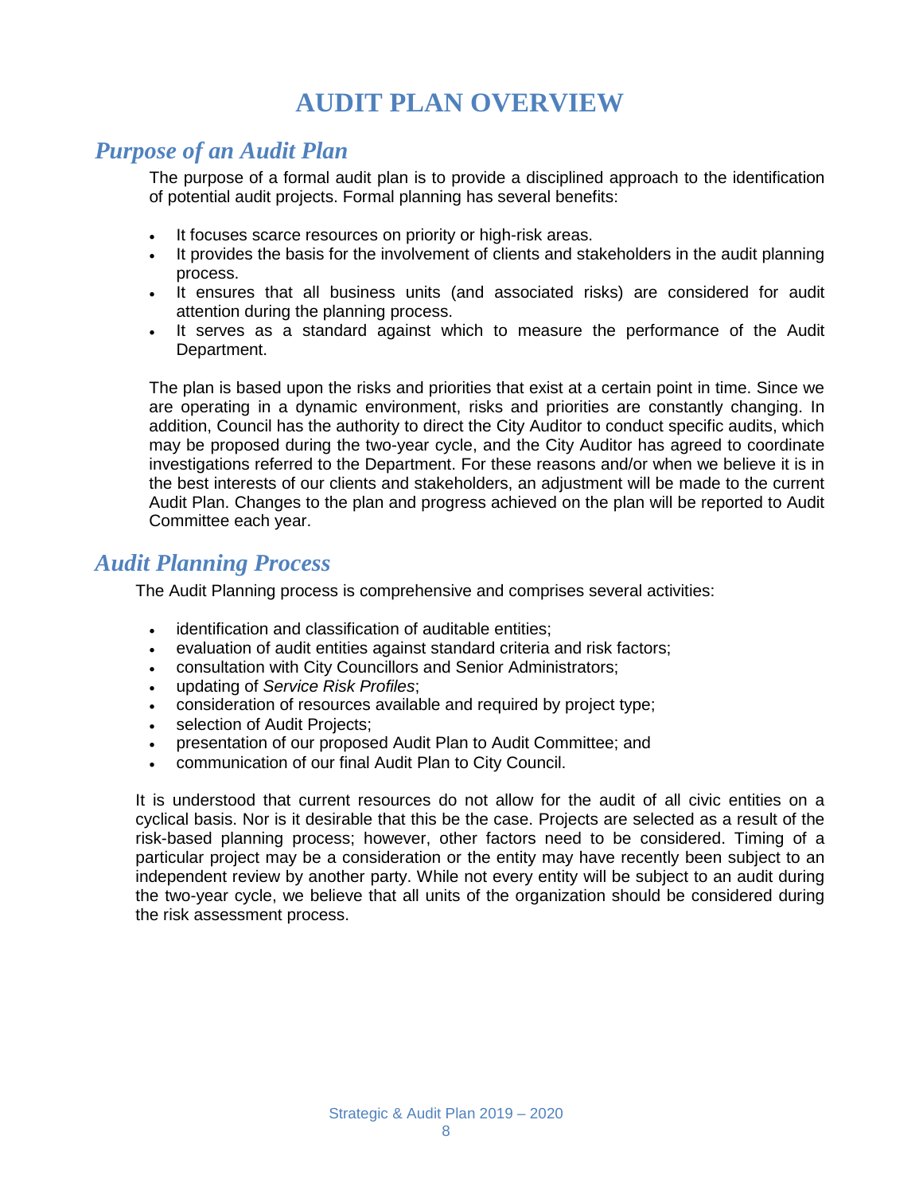# AUDIT PLAN OVERVIEW

## *Purpose of an Audit Plan*

The purpose of a formal audit plan is to provide a disciplined approach to the identification of potential audit projects. Formal planning has several benefits:

- It focuses scarce resources on priority or high-risk areas.
- It provides the basis for the involvement of clients and stakeholders in the audit planning process.
- It ensures that all business units (and associated risks) are considered for audit attention during the planning process.
- It serves as a standard against which to measure the performance of the Audit Department.

The plan is based upon the risks and priorities that exist at a certain point in time. Since we are operating in a dynamic environment, risks and priorities are constantly changing. In addition, Council has the authority to direct the City Auditor to conduct specific audits, which may be proposed during the two-year cycle, and the City Auditor has agreed to coordinate investigations referred to the Department. For these reasons and/or when we believe it is in the best interests of our clients and stakeholders, an adjustment will be made to the current Audit Plan. Changes to the plan and progress achieved on the plan will be reported to Audit Committee each year.

## *Audit Planning Process*

The Audit Planning process is comprehensive and comprises several activities:

- identification and classification of auditable entities;
- evaluation of audit entities against standard criteria and risk factors;
- consultation with City Councillors and Senior Administrators;
- updating of *Service Risk Profiles*;
- consideration of resources available and required by project type;
- selection of Audit Projects;
- presentation of our proposed Audit Plan to Audit Committee; and
- communication of our final Audit Plan to City Council.

It is understood that current resources do not allow for the audit of all civic entities on a cyclical basis. Nor is it desirable that this be the case. Projects are selected as a result of the risk-based planning process; however, other factors need to be considered. Timing of a particular project may be a consideration or the entity may have recently been subject to an independent review by another party. While not every entity will be subject to an audit during the two-year cycle, we believe that all units of the organization should be considered during the risk assessment process.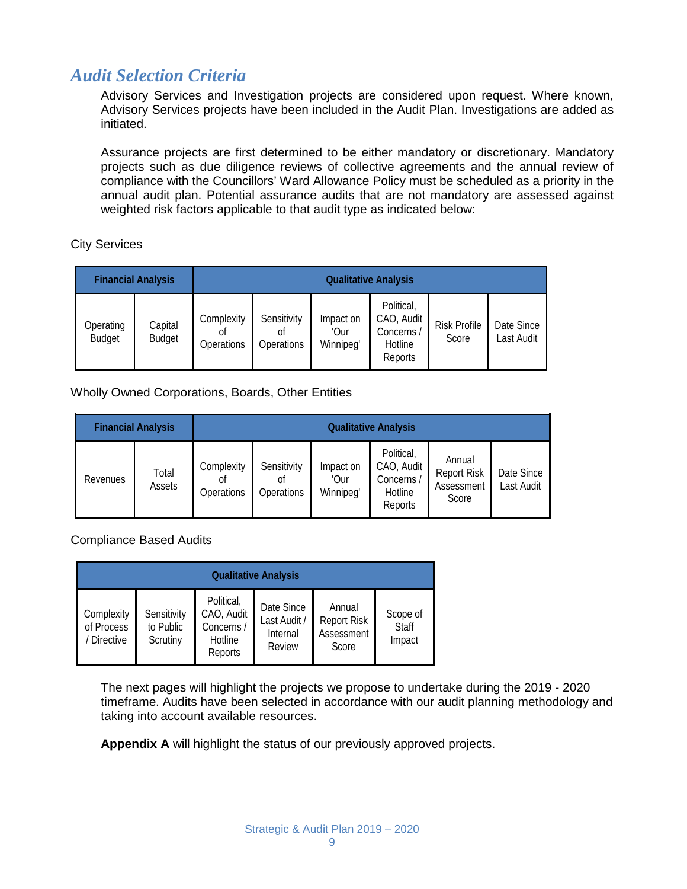## *Audit Selection Criteria*

Advisory Services and Investigation projects are considered upon request. Where known, Advisory Services projects have been included in the Audit Plan. Investigations are added as initiated.

Assurance projects are first determined to be either mandatory or discretionary. Mandatory projects such as due diligence reviews of collective agreements and the annual review of compliance with the Councillors' Ward Allowance Policy must be scheduled as a priority in the annual audit plan. Potential assurance audits that are not mandatory are assessed against weighted risk factors applicable to that audit type as indicated below:

City Services

| Financial Analysis | | Qualitative Analysis | | | | | |
|---|---|---|---|---|---|---|---|
| Operating Budget | Capital Budget | Complexity of Operations | Sensitivity of Operations | Impact on 'Our Winnipeg' | Political, CAO, Audit Concerns / Hotline Reports | Risk Profile Score | Date Since Last Audit |

Wholly Owned Corporations, Boards, Other Entities

| Financial Analysis | | Qualitative Analysis | | | | | |
|---|---|---|---|---|---|---|---|
| Revenues | Total Assets | Complexity of Operations | Sensitivity of Operations | Impact on 'Our Winnipeg' | Political, CAO, Audit Concerns / Hotline Reports | Annual Report Risk Assessment Score | Date Since Last Audit |

Compliance Based Audits

| Qualitative Analysis | | | | | |
|---|---|---|---|---|---|
| Complexity of Process / Directive | Sensitivity to Public Scrutiny | Political, CAO, Audit Concerns / Hotline Reports | Date Since Last Audit / Internal Review | Annual Report Risk Assessment Score | Scope of Staff Impact |

The next pages will highlight the projects we propose to undertake during the 2019 - 2020 timeframe. Audits have been selected in accordance with our audit planning methodology and taking into account available resources.

**Appendix A** will highlight the status of our previously approved projects.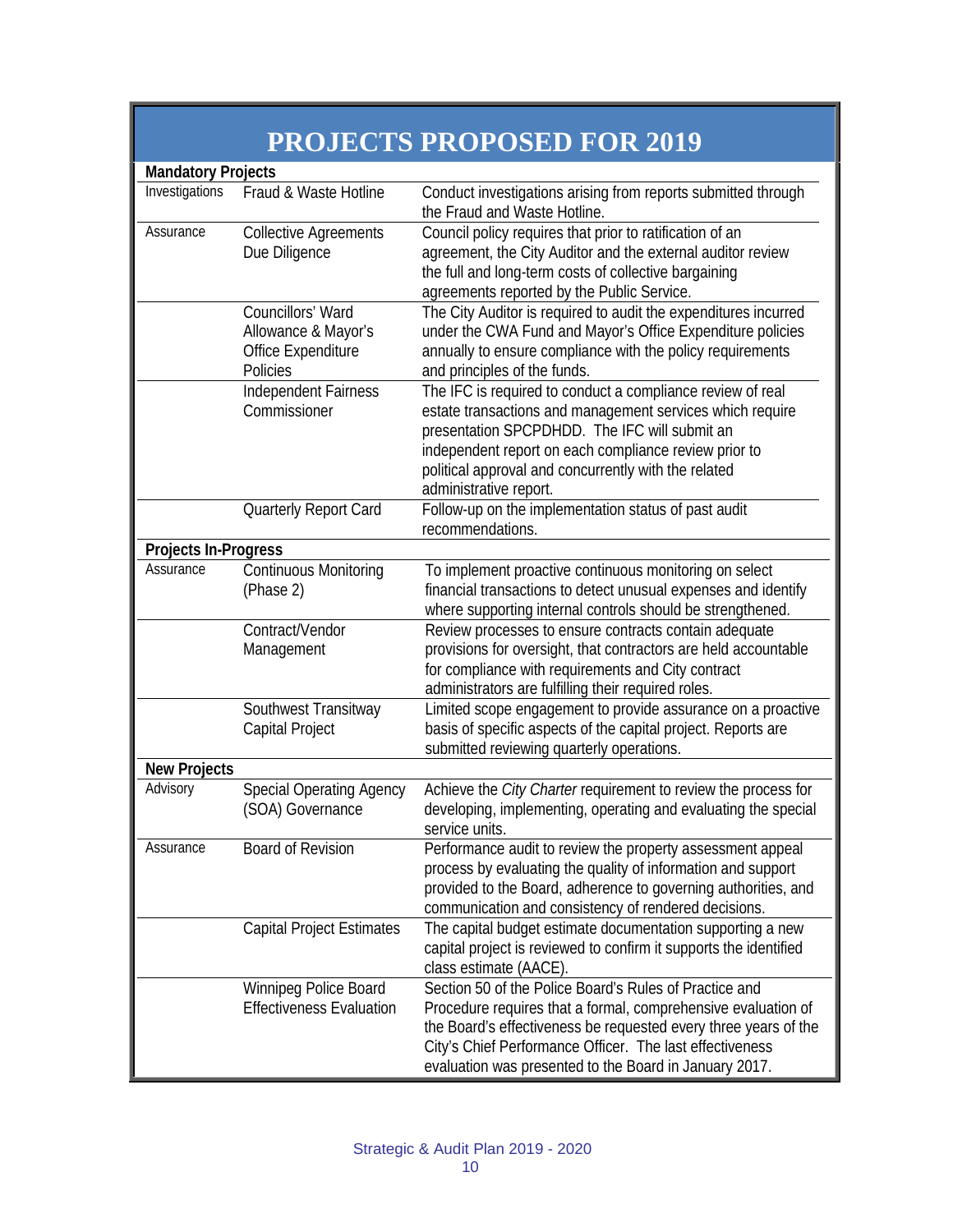# PROJECTS PROPOSED FOR 2019

| | | |
|---|---|---|
| **Mandatory Projects** | | |
| Investigations | Fraud & Waste Hotline | Conduct investigations arising from reports submitted through the Fraud and Waste Hotline. |
| Assurance | Collective Agreements Due Diligence | Council policy requires that prior to ratification of an agreement, the City Auditor and the external auditor review the full and long-term costs of collective bargaining agreements reported by the Public Service. |
| | Councillors' Ward Allowance & Mayor's Office Expenditure Policies | The City Auditor is required to audit the expenditures incurred under the CWA Fund and Mayor's Office Expenditure policies annually to ensure compliance with the policy requirements and principles of the funds. |
| | Independent Fairness Commissioner | The IFC is required to conduct a compliance review of real estate transactions and management services which require presentation SPCPDHDD. The IFC will submit an independent report on each compliance review prior to political approval and concurrently with the related administrative report. |
| | Quarterly Report Card | Follow-up on the implementation status of past audit recommendations. |
| **Projects In-Progress** | | |
| Assurance | Continuous Monitoring (Phase 2) | To implement proactive continuous monitoring on select financial transactions to detect unusual expenses and identify where supporting internal controls should be strengthened. |
| | Contract/Vendor Management | Review processes to ensure contracts contain adequate provisions for oversight, that contractors are held accountable for compliance with requirements and City contract administrators are fulfilling their required roles. |
| | Southwest Transitway Capital Project | Limited scope engagement to provide assurance on a proactive basis of specific aspects of the capital project. Reports are submitted reviewing quarterly operations. |
| **New Projects** | | |
| Advisory | Special Operating Agency (SOA) Governance | Achieve the *City Charter* requirement to review the process for developing, implementing, operating and evaluating the special service units. |
| Assurance | Board of Revision | Performance audit to review the property assessment appeal process by evaluating the quality of information and support provided to the Board, adherence to governing authorities, and communication and consistency of rendered decisions. |
| | Capital Project Estimates | The capital budget estimate documentation supporting a new capital project is reviewed to confirm it supports the identified class estimate (AACE). |
| | Winnipeg Police Board Effectiveness Evaluation | Section 50 of the Police Board's Rules of Practice and Procedure requires that a formal, comprehensive evaluation of the Board's effectiveness be requested every three years of the City's Chief Performance Officer. The last effectiveness evaluation was presented to the Board in January 2017. |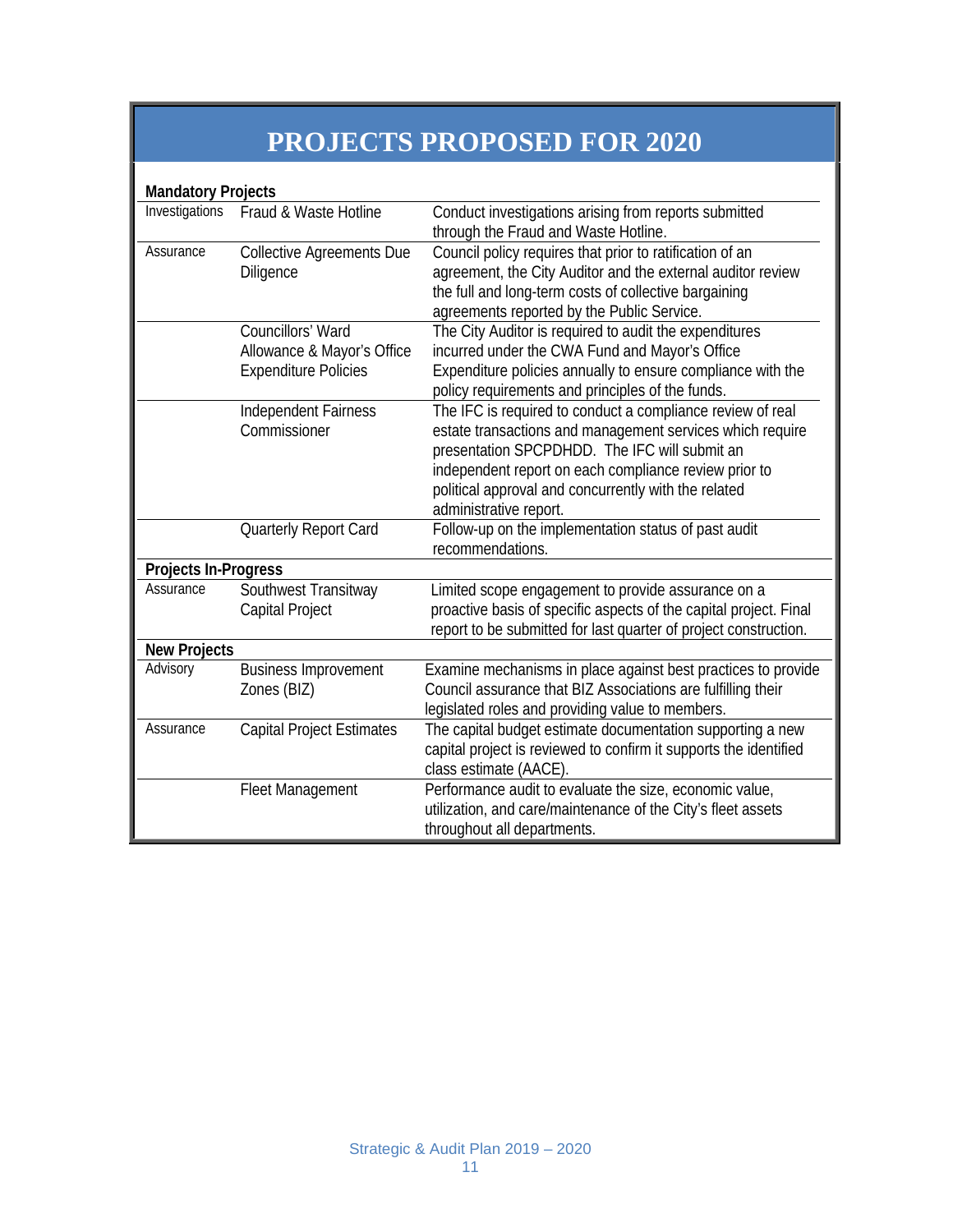# PROJECTS PROPOSED FOR 2020

| | | |
|---|---|---|
| **Mandatory Projects** | | |
| Investigations | Fraud & Waste Hotline | Conduct investigations arising from reports submitted through the Fraud and Waste Hotline. |
| Assurance | Collective Agreements Due Diligence | Council policy requires that prior to ratification of an agreement, the City Auditor and the external auditor review the full and long-term costs of collective bargaining agreements reported by the Public Service. |
| | Councillors' Ward Allowance & Mayor's Office Expenditure Policies | The City Auditor is required to audit the expenditures incurred under the CWA Fund and Mayor's Office Expenditure policies annually to ensure compliance with the policy requirements and principles of the funds. |
| | Independent Fairness Commissioner | The IFC is required to conduct a compliance review of real estate transactions and management services which require presentation SPCPDHDD. The IFC will submit an independent report on each compliance review prior to political approval and concurrently with the related administrative report. |
| | Quarterly Report Card | Follow-up on the implementation status of past audit recommendations. |
| **Projects In-Progress** | | |
| Assurance | Southwest Transitway Capital Project | Limited scope engagement to provide assurance on a proactive basis of specific aspects of the capital project. Final report to be submitted for last quarter of project construction. |
| **New Projects** | | |
| Advisory | Business Improvement Zones (BIZ) | Examine mechanisms in place against best practices to provide Council assurance that BIZ Associations are fulfilling their legislated roles and providing value to members. |
| Assurance | Capital Project Estimates | The capital budget estimate documentation supporting a new capital project is reviewed to confirm it supports the identified class estimate (AACE). |
| | Fleet Management | Performance audit to evaluate the size, economic value, utilization, and care/maintenance of the City's fleet assets throughout all departments. |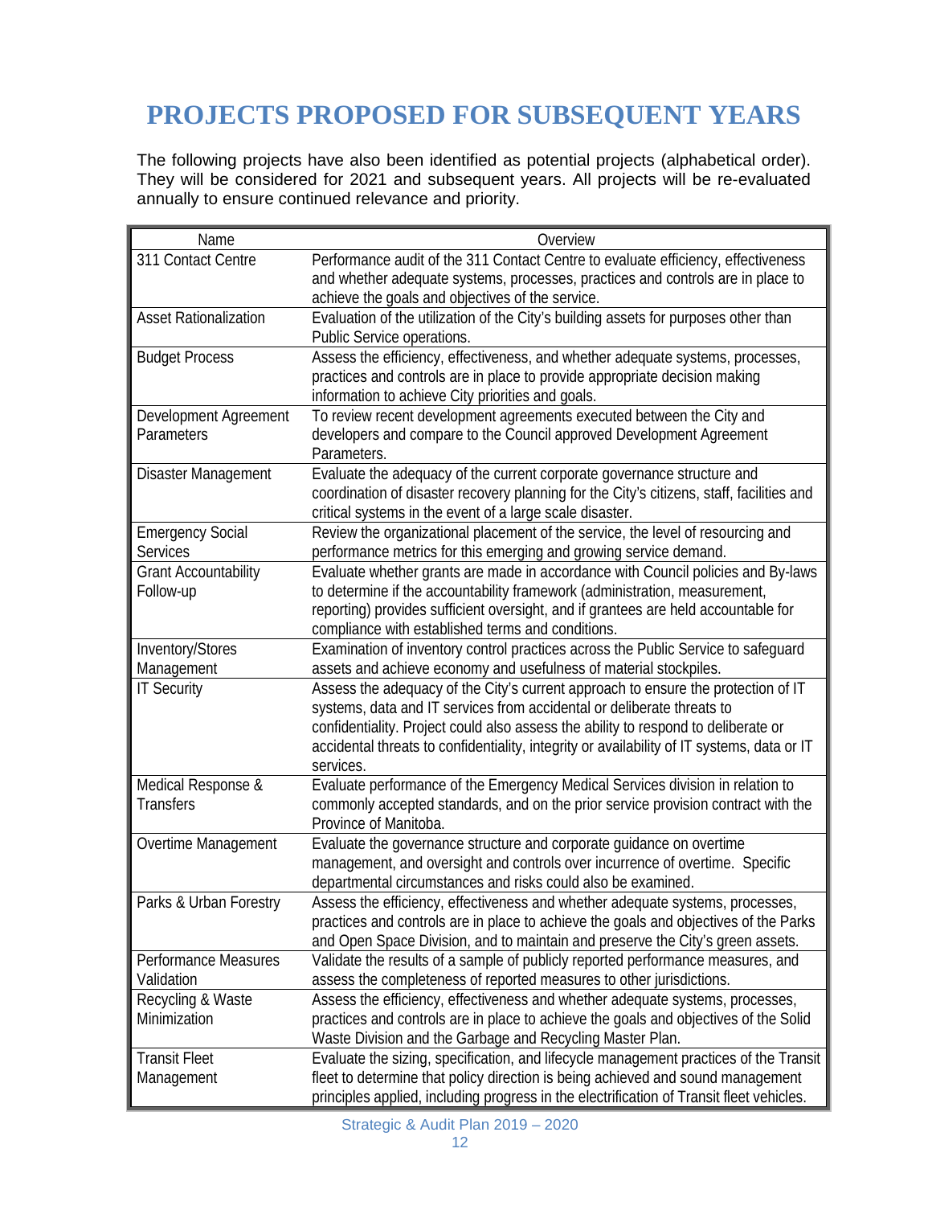# PROJECTS PROPOSED FOR SUBSEQUENT YEARS

The following projects have also been identified as potential projects (alphabetical order). They will be considered for 2021 and subsequent years. All projects will be re-evaluated annually to ensure continued relevance and priority.

| Name | Overview |
|---|---|
| 311 Contact Centre | Performance audit of the 311 Contact Centre to evaluate efficiency, effectiveness and whether adequate systems, processes, practices and controls are in place to achieve the goals and objectives of the service. |
| Asset Rationalization | Evaluation of the utilization of the City's building assets for purposes other than Public Service operations. |
| Budget Process | Assess the efficiency, effectiveness, and whether adequate systems, processes, practices and controls are in place to provide appropriate decision making information to achieve City priorities and goals. |
| Development Agreement Parameters | To review recent development agreements executed between the City and developers and compare to the Council approved Development Agreement Parameters. |
| Disaster Management | Evaluate the adequacy of the current corporate governance structure and coordination of disaster recovery planning for the City's citizens, staff, facilities and critical systems in the event of a large scale disaster. |
| Emergency Social Services | Review the organizational placement of the service, the level of resourcing and performance metrics for this emerging and growing service demand. |
| Grant Accountability Follow-up | Evaluate whether grants are made in accordance with Council policies and By-laws to determine if the accountability framework (administration, measurement, reporting) provides sufficient oversight, and if grantees are held accountable for compliance with established terms and conditions. |
| Inventory/Stores Management | Examination of inventory control practices across the Public Service to safeguard assets and achieve economy and usefulness of material stockpiles. |
| IT Security | Assess the adequacy of the City's current approach to ensure the protection of IT systems, data and IT services from accidental or deliberate threats to confidentiality. Project could also assess the ability to respond to deliberate or accidental threats to confidentiality, integrity or availability of IT systems, data or IT services. |
| Medical Response & Transfers | Evaluate performance of the Emergency Medical Services division in relation to commonly accepted standards, and on the prior service provision contract with the Province of Manitoba. |
| Overtime Management | Evaluate the governance structure and corporate guidance on overtime management, and oversight and controls over incurrence of overtime. Specific departmental circumstances and risks could also be examined. |
| Parks & Urban Forestry | Assess the efficiency, effectiveness and whether adequate systems, processes, practices and controls are in place to achieve the goals and objectives of the Parks and Open Space Division, and to maintain and preserve the City's green assets. |
| Performance Measures Validation | Validate the results of a sample of publicly reported performance measures, and assess the completeness of reported measures to other jurisdictions. |
| Recycling & Waste Minimization | Assess the efficiency, effectiveness and whether adequate systems, processes, practices and controls are in place to achieve the goals and objectives of the Solid Waste Division and the Garbage and Recycling Master Plan. |
| Transit Fleet Management | Evaluate the sizing, specification, and lifecycle management practices of the Transit fleet to determine that policy direction is being achieved and sound management principles applied, including progress in the electrification of Transit fleet vehicles. |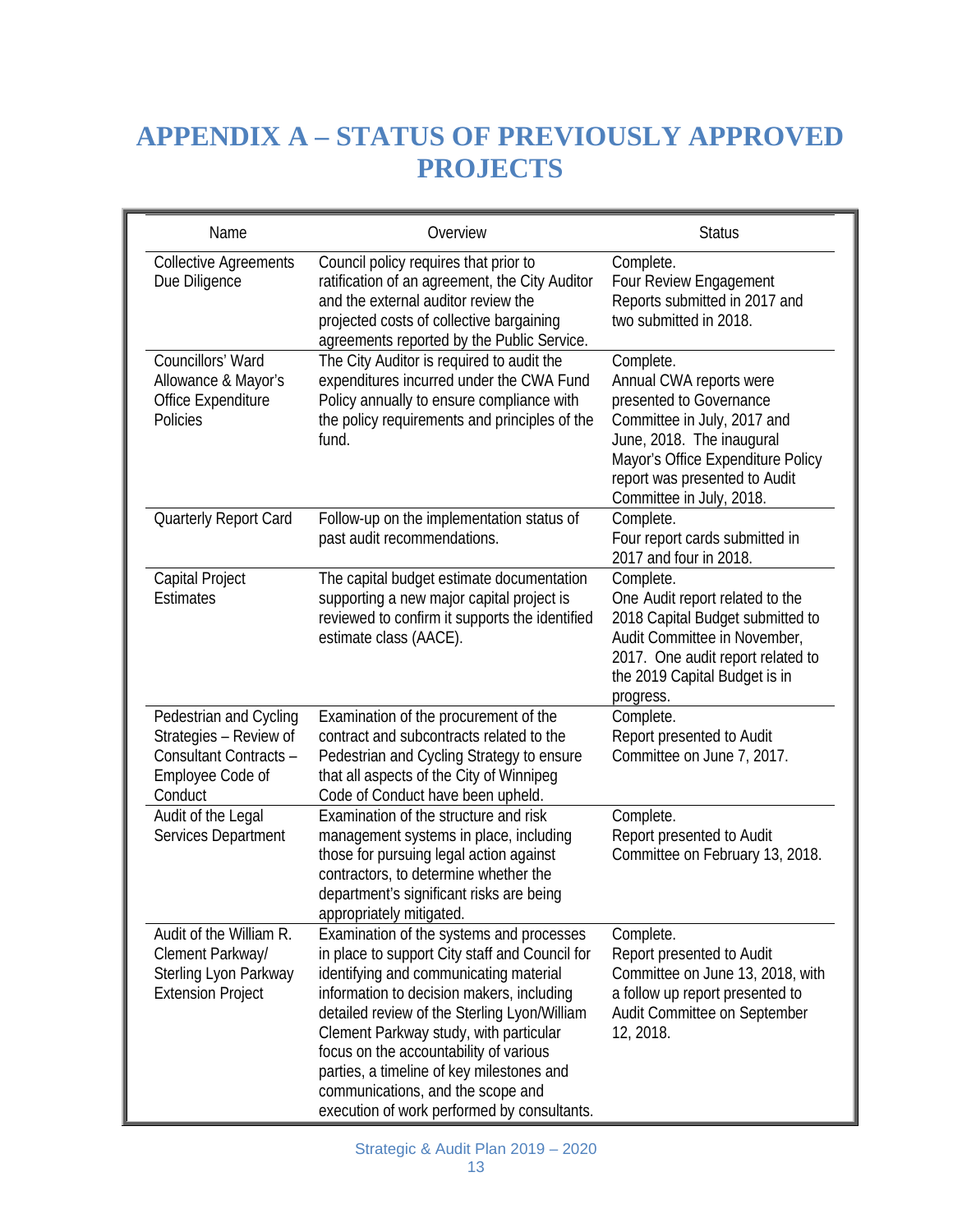# APPENDIX A – STATUS OF PREVIOUSLY APPROVED PROJECTS

| Name | Overview | Status |
|---|---|---|
| Collective Agreements Due Diligence | Council policy requires that prior to ratification of an agreement, the City Auditor and the external auditor review the projected costs of collective bargaining agreements reported by the Public Service. | Complete. Four Review Engagement Reports submitted in 2017 and two submitted in 2018. |
| Councillors' Ward Allowance & Mayor's Office Expenditure Policies | The City Auditor is required to audit the expenditures incurred under the CWA Fund Policy annually to ensure compliance with the policy requirements and principles of the fund. | Complete. Annual CWA reports were presented to Governance Committee in July, 2017 and June, 2018. The inaugural Mayor's Office Expenditure Policy report was presented to Audit Committee in July, 2018. |
| Quarterly Report Card | Follow-up on the implementation status of past audit recommendations. | Complete. Four report cards submitted in 2017 and four in 2018. |
| Capital Project Estimates | The capital budget estimate documentation supporting a new major capital project is reviewed to confirm it supports the identified estimate class (AACE). | Complete. One Audit report related to the 2018 Capital Budget submitted to Audit Committee in November, 2017. One audit report related to the 2019 Capital Budget is in progress. |
| Pedestrian and Cycling Strategies – Review of Consultant Contracts – Employee Code of Conduct | Examination of the procurement of the contract and subcontracts related to the Pedestrian and Cycling Strategy to ensure that all aspects of the City of Winnipeg Code of Conduct have been upheld. | Complete. Report presented to Audit Committee on June 7, 2017. |
| Audit of the Legal Services Department | Examination of the structure and risk management systems in place, including those for pursuing legal action against contractors, to determine whether the department's significant risks are being appropriately mitigated. | Complete. Report presented to Audit Committee on February 13, 2018. |
| Audit of the William R. Clement Parkway/ Sterling Lyon Parkway Extension Project | Examination of the systems and processes in place to support City staff and Council for identifying and communicating material information to decision makers, including detailed review of the Sterling Lyon/William Clement Parkway study, with particular focus on the accountability of various parties, a timeline of key milestones and communications, and the scope and execution of work performed by consultants. | Complete. Report presented to Audit Committee on June 13, 2018, with a follow up report presented to Audit Committee on September 12, 2018. |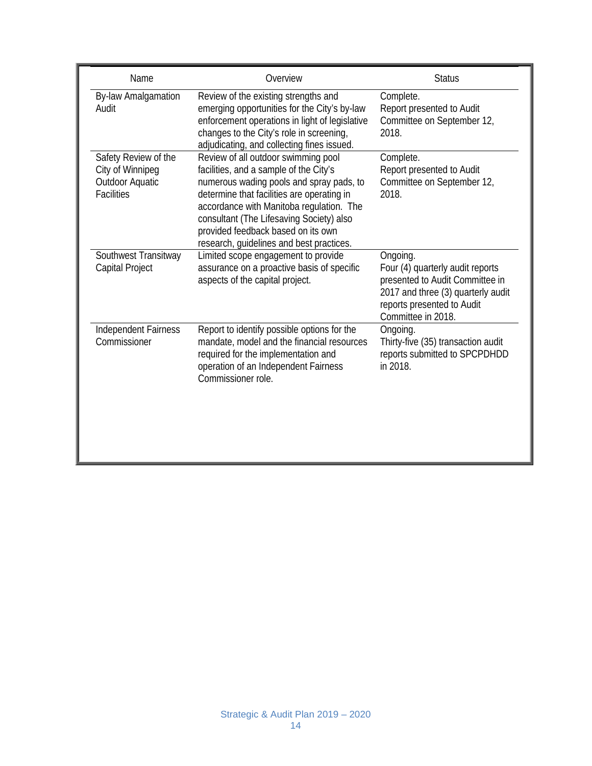| Name | Overview | Status |
|---|---|---|
| By-law Amalgamation Audit | Review of the existing strengths and emerging opportunities for the City's by-law enforcement operations in light of legislative changes to the City's role in screening, adjudicating, and collecting fines issued. | Complete. Report presented to Audit Committee on September 12, 2018. |
| Safety Review of the City of Winnipeg Outdoor Aquatic Facilities | Review of all outdoor swimming pool facilities, and a sample of the City's numerous wading pools and spray pads, to determine that facilities are operating in accordance with Manitoba regulation. The consultant (The Lifesaving Society) also provided feedback based on its own research, guidelines and best practices. | Complete. Report presented to Audit Committee on September 12, 2018. |
| Southwest Transitway Capital Project | Limited scope engagement to provide assurance on a proactive basis of specific aspects of the capital project. | Ongoing. Four (4) quarterly audit reports presented to Audit Committee in 2017 and three (3) quarterly audit reports presented to Audit Committee in 2018. |
| Independent Fairness Commissioner | Report to identify possible options for the mandate, model and the financial resources required for the implementation and operation of an Independent Fairness Commissioner role. | Ongoing. Thirty-five (35) transaction audit reports submitted to SPCPDHDD in 2018. |